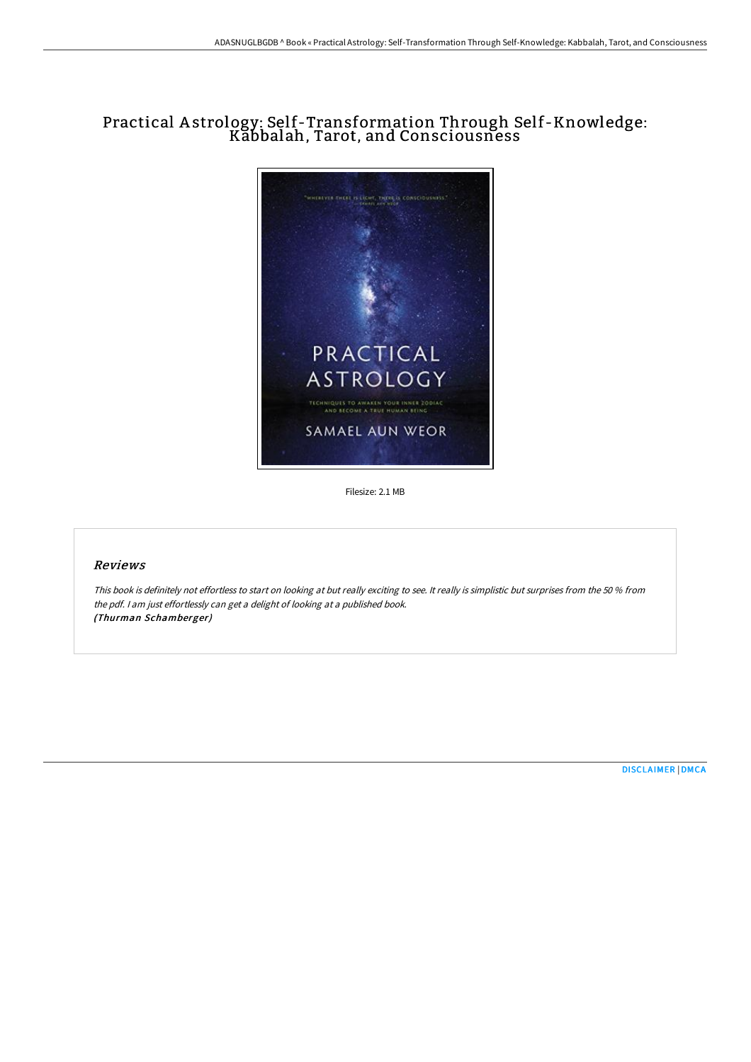# Practical Astrology: Self-Transformation Through Self-Knowledge: Kabbalah, Tarot, and Consciousness

Filesize: 2.1 MB

## Reviews

*This book is definitely not effortless to start on looking at but really exciting to see. It really is simplistic but surprises from the 50 % from the pdf. I am just effortlessly can get a delight of looking at a published book.*
***(Thurman Schamberger)***

DISCLAIMER | DMCA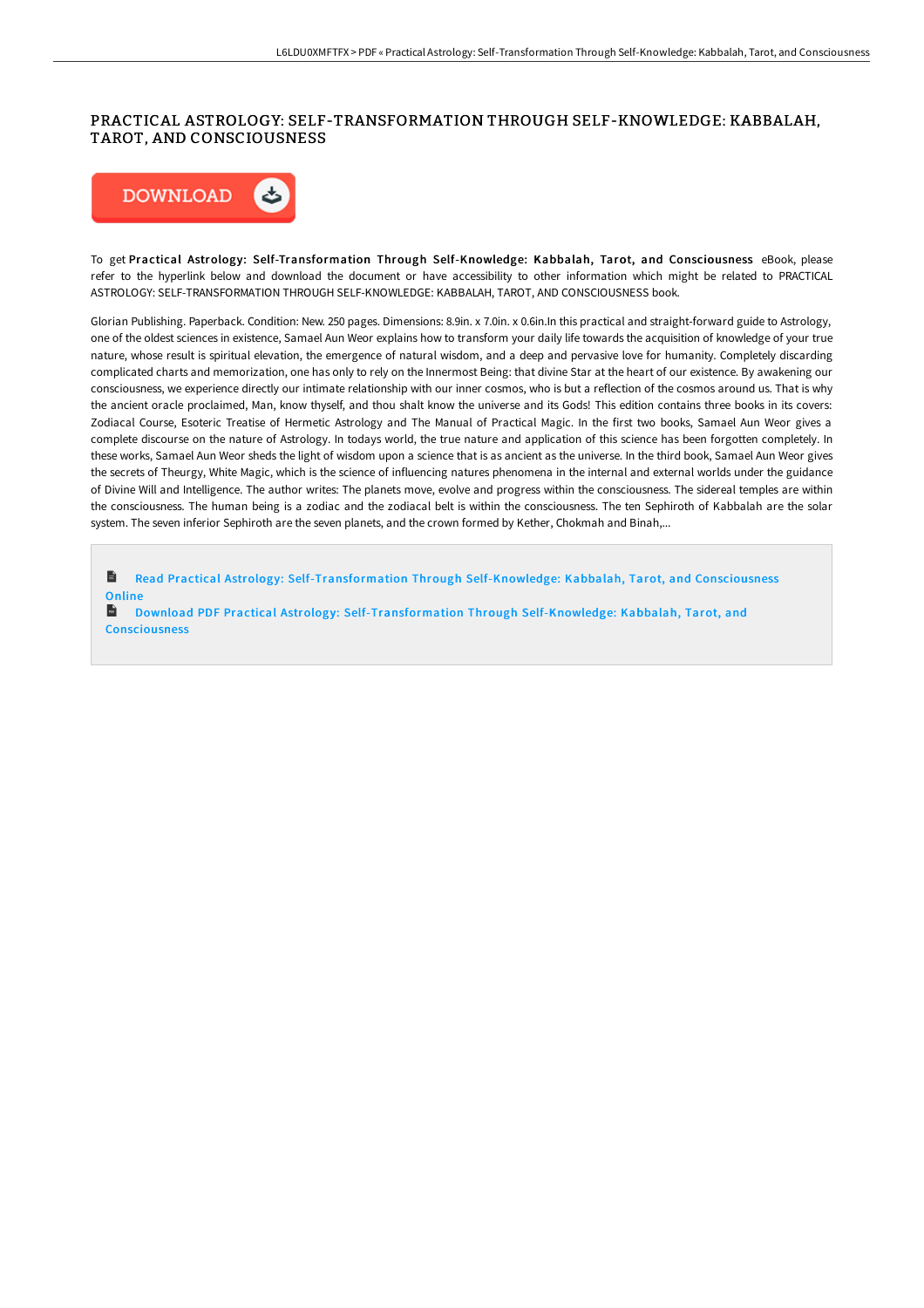# PRACTICAL ASTROLOGY: SELF-TRANSFORMATION THROUGH SELF-KNOWLEDGE: KABBALAH, TAROT, AND CONSCIOUSNESS

To get **Practical Astrology: Self-Transformation Through Self-Knowledge: Kabbalah, Tarot, and Consciousness** eBook, please refer to the hyperlink below and download the document or have accessibility to other information which might be related to PRACTICAL ASTROLOGY: SELF-TRANSFORMATION THROUGH SELF-KNOWLEDGE: KABBALAH, TAROT, AND CONSCIOUSNESS book.

Glorian Publishing. Paperback. Condition: New. 250 pages. Dimensions: 8.9in. x 7.0in. x 0.6in.In this practical and straight-forward guide to Astrology, one of the oldest sciences in existence, Samael Aun Weor explains how to transform your daily life towards the acquisition of knowledge of your true nature, whose result is spiritual elevation, the emergence of natural wisdom, and a deep and pervasive love for humanity. Completely discarding complicated charts and memorization, one has only to rely on the Innermost Being: that divine Star at the heart of our existence. By awakening our consciousness, we experience directly our intimate relationship with our inner cosmos, who is but a reflection of the cosmos around us. That is why the ancient oracle proclaimed, Man, know thyself, and thou shalt know the universe and its Gods! This edition contains three books in its covers: Zodiacal Course, Esoteric Treatise of Hermetic Astrology and The Manual of Practical Magic. In the first two books, Samael Aun Weor gives a complete discourse on the nature of Astrology. In todays world, the true nature and application of this science has been forgotten completely. In these works, Samael Aun Weor sheds the light of wisdom upon a science that is as ancient as the universe. In the third book, Samael Aun Weor gives the secrets of Theurgy, White Magic, which is the science of influencing natures phenomena in the internal and external worlds under the guidance of Divine Will and Intelligence. The author writes: The planets move, evolve and progress within the consciousness. The sidereal temples are within the consciousness. The human being is a zodiac and the zodiacal belt is within the consciousness. The ten Sephiroth of Kabbalah are the solar system. The seven inferior Sephiroth are the seven planets, and the crown formed by Kether, Chokmah and Binah,...

Read Practical Astrology: Self-Transformation Through Self-Knowledge: Kabbalah, Tarot, and Consciousness Online

Download PDF Practical Astrology: Self-Transformation Through Self-Knowledge: Kabbalah, Tarot, and Consciousness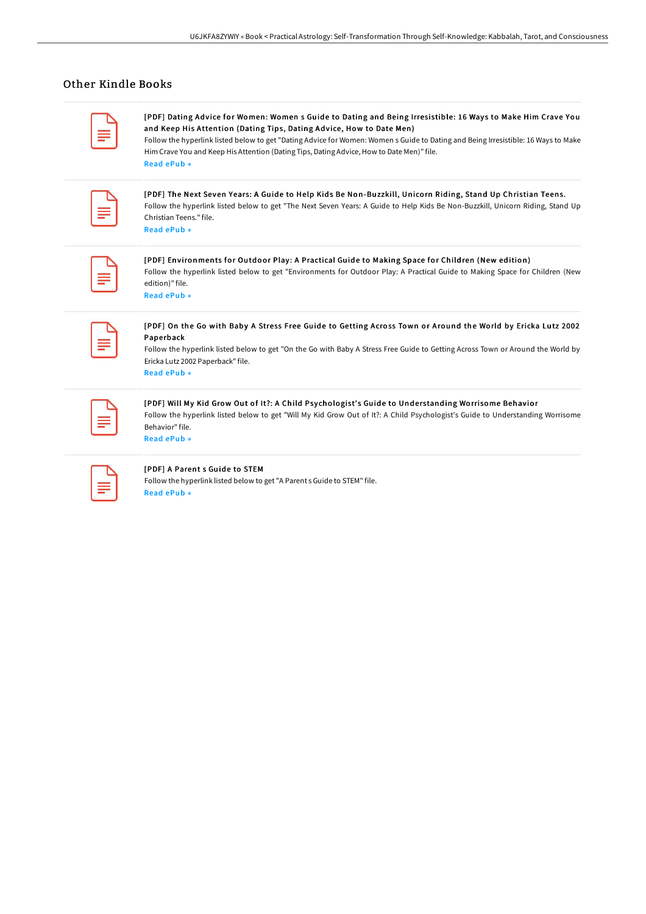## Other Kindle Books

**[PDF] Dating Advice for Women: Women s Guide to Dating and Being Irresistible: 16 Ways to Make Him Crave You and Keep His Attention (Dating Tips, Dating Advice, How to Date Men)**

Follow the hyperlink listed below to get "Dating Advice for Women: Women s Guide to Dating and Being Irresistible: 16 Ways to Make Him Crave You and Keep His Attention (Dating Tips, Dating Advice, How to Date Men)" file.

Read ePub »

**[PDF] The Next Seven Years: A Guide to Help Kids Be Non-Buzzkill, Unicorn Riding, Stand Up Christian Teens.**

Follow the hyperlink listed below to get "The Next Seven Years: A Guide to Help Kids Be Non-Buzzkill, Unicorn Riding, Stand Up Christian Teens." file.

Read ePub »

**[PDF] Environments for Outdoor Play: A Practical Guide to Making Space for Children (New edition)**

Follow the hyperlink listed below to get "Environments for Outdoor Play: A Practical Guide to Making Space for Children (New edition)" file.

Read ePub »

**[PDF] On the Go with Baby A Stress Free Guide to Getting Across Town or Around the World by Ericka Lutz 2002 Paperback**

Follow the hyperlink listed below to get "On the Go with Baby A Stress Free Guide to Getting Across Town or Around the World by Ericka Lutz 2002 Paperback" file.

Read ePub »

**[PDF] Will My Kid Grow Out of It?: A Child Psychologist's Guide to Understanding Worrisome Behavior**

Follow the hyperlink listed below to get "Will My Kid Grow Out of It?: A Child Psychologist's Guide to Understanding Worrisome Behavior" file.

Read ePub »

**[PDF] A Parent s Guide to STEM**

Follow the hyperlink listed below to get "A Parent s Guide to STEM" file.

Read ePub »